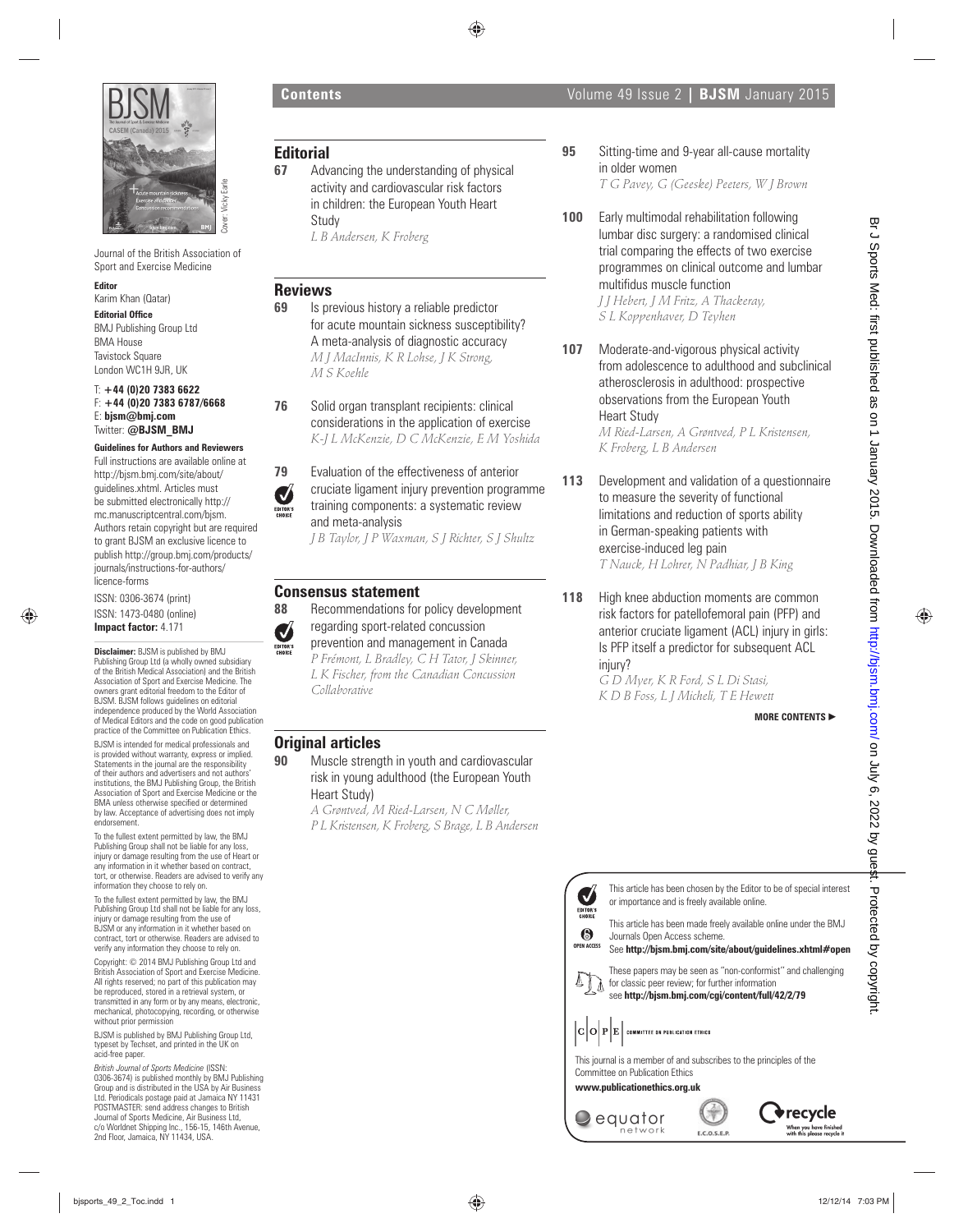# Contents

Journal of the British Association of Sport and Exercise Medicine

**Editor**
Karim Khan (Qatar)

**Editorial Office**
BMJ Publishing Group Ltd
BMA House
Tavistock Square
London WC1H 9JR, UK

T: **+44 (0)20 7383 6622**
F: **+44 (0)20 7383 6787/6668**
E: **bjsm@bmj.com**
Twitter: **@BJSM_BMJ**

**Guidelines for Authors and Reviewers**
Full instructions are available online at http://bjsm.bmj.com/site/about/guidelines.xhtml. Articles must be submitted electronically http://mc.manuscriptcentral.com/bjsm. Authors retain copyright but are required to grant BJSM an exclusive licence to publish http://group.bmj.com/products/journals/instructions-for-authors/licence-forms

ISSN: 0306-3674 (print)
ISSN: 1473-0480 (online)
**Impact factor:** 4.171

**Disclaimer:** BJSM is published by BMJ Publishing Group Ltd (a wholly owned subsidiary of the British Medical Association) and the British Association of Sport and Exercise Medicine. The owners grant editorial freedom to the Editor of BJSM. BJSM follows guidelines on editorial independence produced by the World Association of Medical Editors and the code on good publication practice of the Committee on Publication Ethics.

BJSM is intended for medical professionals and is provided without warranty, express or implied. Statements in the journal are the responsibility of their authors and advertisers and not authors' institutions, the BMJ Publishing Group, the British Association of Sport and Exercise Medicine or the BMA unless otherwise specified or determined by law. Acceptance of advertising does not imply endorsement.

To the fullest extent permitted by law, the BMJ Publishing Group shall not be liable for any loss, injury or damage resulting from the use of Heart or any information in it whether based on contract, tort, or otherwise. Readers are advised to verify any information they choose to rely on.

To the fullest extent permitted by law, the BMJ Publishing Group Ltd shall not be liable for any loss, injury or damage resulting from the use of BJSM or any information in it whether based on contract, tort or otherwise. Readers are advised to verify any information they choose to rely on.

Copyright: © 2014 BMJ Publishing Group Ltd and British Association of Sport and Exercise Medicine. All rights reserved; no part of this publication may be reproduced, stored in a retrieval system, or transmitted in any form or by any means, electronic, mechanical, photocopying, recording, or otherwise without prior permission

BJSM is published by BMJ Publishing Group Ltd, typeset by Techset, and printed in the UK on acid-free paper.

*British Journal of Sports Medicine* (ISSN: 0306-3674) is published monthly by BMJ Publishing Group and is distributed in the USA by Air Business Ltd. Periodicals postage paid at Jamaica NY 11431 POSTMASTER: send address changes to British Journal of Sports Medicine, Air Business Ltd, c/o Worldnet Shipping Inc., 156-15, 146th Avenue, 2nd Floor, Jamaica, NY 11434, USA.

## Editorial

**67** Advancing the understanding of physical activity and cardiovascular risk factors in children: the European Youth Heart Study
*L B Andersen, K Froberg*

## Reviews

**69** Is previous history a reliable predictor for acute mountain sickness susceptibility? A meta-analysis of diagnostic accuracy
*M J MacInnis, K R Lohse, J K Strong, M S Koehle*

**76** Solid organ transplant recipients: clinical considerations in the application of exercise
*K-J L McKenzie, D C McKenzie, E M Yoshida*

**79** (EDITOR'S CHOICE) Evaluation of the effectiveness of anterior cruciate ligament injury prevention programme training components: a systematic review and meta-analysis
*J B Taylor, J P Waxman, S J Richter, S J Shultz*

## Consensus statement

**88** (EDITOR'S CHOICE) Recommendations for policy development regarding sport-related concussion prevention and management in Canada
*P Frémont, L Bradley, C H Tator, J Skinner, L K Fischer, from the Canadian Concussion Collaborative*

## Original articles

**90** Muscle strength in youth and cardiovascular risk in young adulthood (the European Youth Heart Study)
*A Grøntved, M Ried-Larsen, N C Møller, P L Kristensen, K Froberg, S Brage, L B Andersen*

**95** Sitting-time and 9-year all-cause mortality in older women
*T G Pavey, G (Geeske) Peeters, W J Brown*

**100** Early multimodal rehabilitation following lumbar disc surgery: a randomised clinical trial comparing the effects of two exercise programmes on clinical outcome and lumbar multifidus muscle function
*J J Hebert, J M Fritz, A Thackeray, S L Koppenhaver, D Teyhen*

**107** Moderate-and-vigorous physical activity from adolescence to adulthood and subclinical atherosclerosis in adulthood: prospective observations from the European Youth Heart Study
*M Ried-Larsen, A Grøntved, P L Kristensen, K Froberg, L B Andersen*

**113** Development and validation of a questionnaire to measure the severity of functional limitations and reduction of sports ability in German-speaking patients with exercise-induced leg pain
*T Nauck, H Lohrer, N Padhiar, J B King*

**118** High knee abduction moments are common risk factors for patellofemoral pain (PFP) and anterior cruciate ligament (ACL) injury in girls: Is PFP itself a predictor for subsequent ACL injury?
*G D Myer, K R Ford, S L Di Stasi, K D B Foss, L J Micheli, T E Hewett*

**MORE CONTENTS ►**

EDITOR'S CHOICE: This article has been chosen by the Editor to be of special interest or importance and is freely available online.

OPEN ACCESS: This article has been made freely available online under the BMJ Journals Open Access scheme.
See **http://bjsm.bmj.com/site/about/guidelines.xhtml#open**

These papers may be seen as "non-conformist" and challenging for classic peer review; for further information see **http://bjsm.bmj.com/cgi/content/full/42/2/79**

COPE COMMITTEE ON PUBLICATION ETHICS

This journal is a member of and subscribes to the principles of the Committee on Publication Ethics
**www.publicationethics.org.uk**

equator network — E.C.O.S.E.P. — recycle: When you have finished with this please recycle it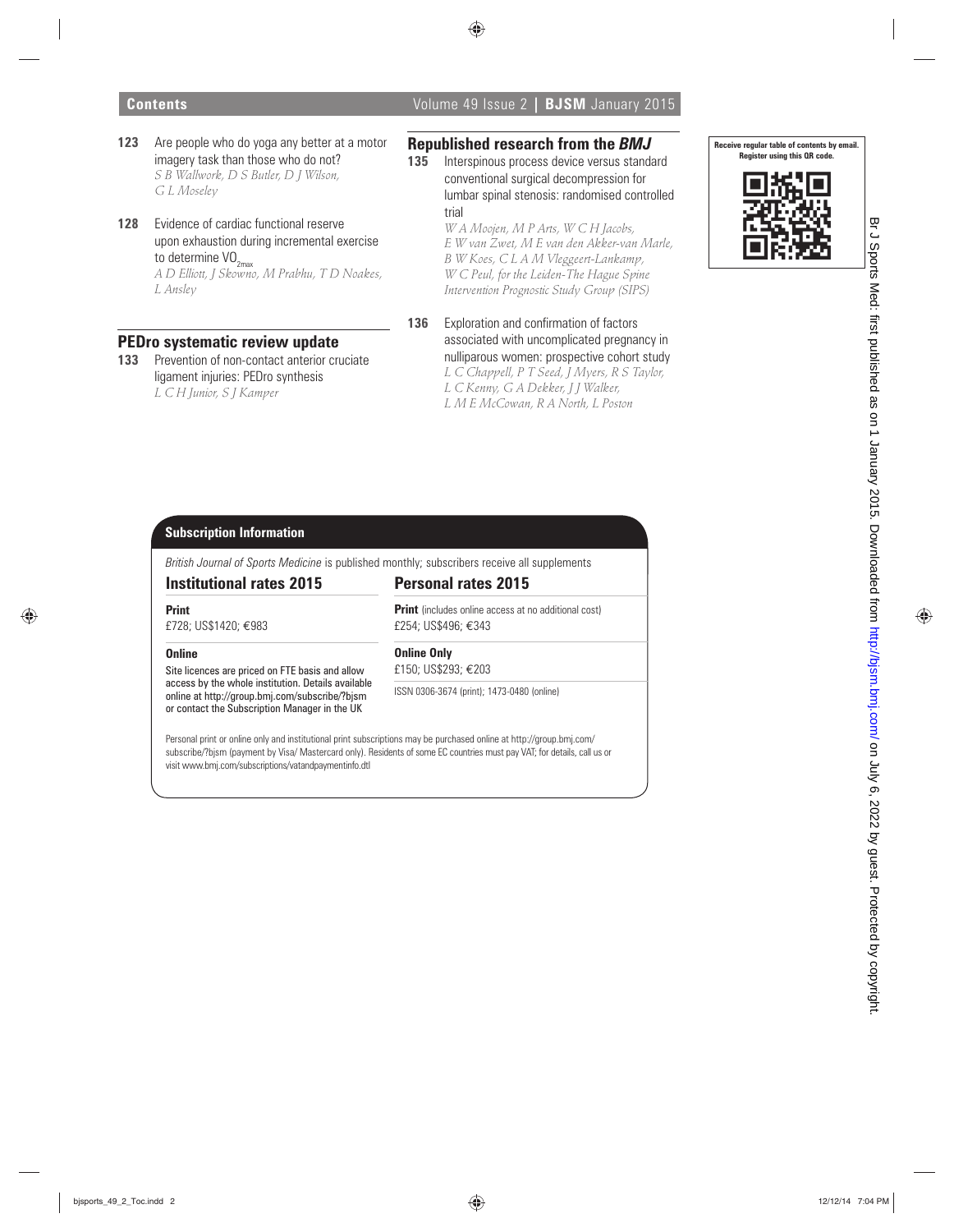## Contents

**123** Are people who do yoga any better at a motor imagery task than those who do not?
*S B Wallwork, D S Butler, D J Wilson, G L Moseley*

**128** Evidence of cardiac functional reserve upon exhaustion during incremental exercise to determine $VO_{2max}$
*A D Elliott, J Skowno, M Prabhu, T D Noakes, L Ansley*

## PEDro systematic review update

**133** Prevention of non-contact anterior cruciate ligament injuries: PEDro synthesis
*L C H Junior, S J Kamper*

## Republished research from the *BMJ*

**135** Interspinous process device versus standard conventional surgical decompression for lumbar spinal stenosis: randomised controlled trial
*W A Moojen, M P Arts, W C H Jacobs, E W van Zwet, M E van den Akker-van Marle, B W Koes, C L A M Vleggeert-Lankamp, W C Peul, for the Leiden-The Hague Spine Intervention Prognostic Study Group (SIPS)*

**136** Exploration and confirmation of factors associated with uncomplicated pregnancy in nulliparous women: prospective cohort study
*L C Chappell, P T Seed, J Myers, R S Taylor, L C Kenny, G A Dekker, J J Walker, L M E McCowan, R A North, L Poston*

**Receive regular table of contents by email. Register using this QR code.**

### Subscription Information

*British Journal of Sports Medicine* is published monthly; subscribers receive all supplements

#### Institutional rates 2015

**Print**
£728; US$1420; €983

**Online**
Site licences are priced on FTE basis and allow access by the whole institution. Details available online at http://group.bmj.com/subscribe/?bjsm or contact the Subscription Manager in the UK

#### Personal rates 2015

**Print** (includes online access at no additional cost)
£254; US$496; €343

**Online Only**
£150; US$293; €203

ISSN 0306-3674 (print); 1473-0480 (online)

Personal print or online only and institutional print subscriptions may be purchased online at http://group.bmj.com/subscribe/?bjsm (payment by Visa/ Mastercard only). Residents of some EC countries must pay VAT; for details, call us or visit www.bmj.com/subscriptions/vatandpaymentinfo.dtl